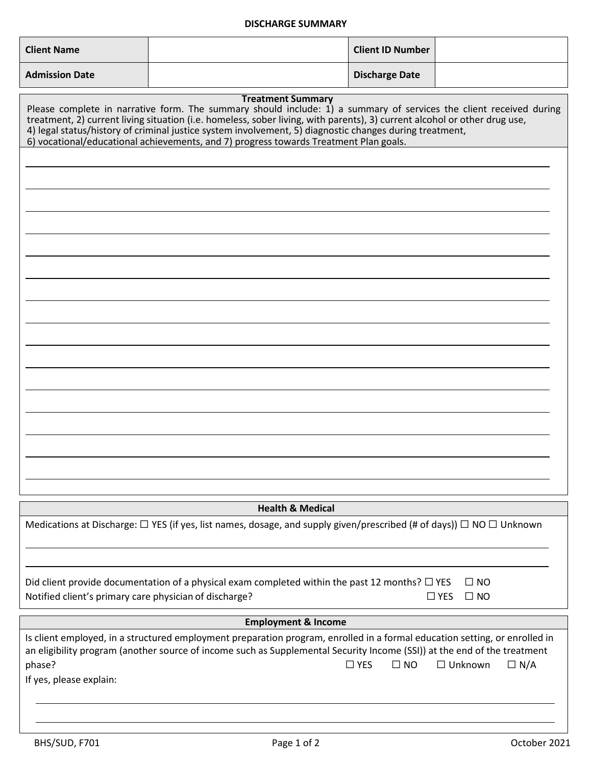# DISCHARGE SUMMARY

| Client Name | | Client ID Number | |
|---|---|---|---|
| Admission Date | | Discharge Date | |

## Treatment Summary

Please complete in narrative form. The summary should include: 1) a summary of services the client received during treatment, 2) current living situation (i.e. homeless, sober living, with parents), 3) current alcohol or other drug use, 4) legal status/history of criminal justice system involvement, 5) diagnostic changes during treatment, 6) vocational/educational achievements, and 7) progress towards Treatment Plan goals.

## Health & Medical

Medications at Discharge: ☐ YES (if yes, list names, dosage, and supply given/prescribed (# of days)) ☐ NO ☐ Unknown

Did client provide documentation of a physical exam completed within the past 12 months? ☐ YES ☐ NO

Notified client's primary care physician of discharge? ☐ YES ☐ NO

## Employment & Income

Is client employed, in a structured employment preparation program, enrolled in a formal education setting, or enrolled in an eligibility program (another source of income such as Supplemental Security Income (SSI)) at the end of the treatment phase? ☐ YES ☐ NO ☐ Unknown ☐ N/A

If yes, please explain:

BHS/SUD, F701 October 2021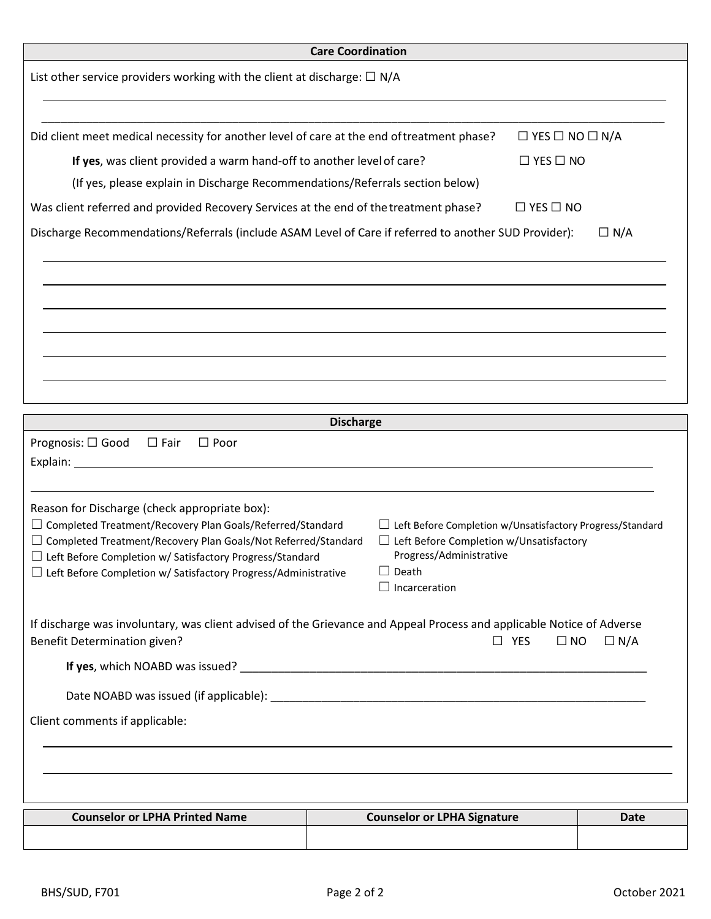## Care Coordination

List other service providers working with the client at discharge: ☐ N/A

_______________________________________________________________________________

_______________________________________________________________________________

Did client meet medical necessity for another level of care at the end of treatment phase? ☐ YES ☐ NO ☐ N/A

**If yes**, was client provided a warm hand-off to another level of care? ☐ YES ☐ NO

(If yes, please explain in Discharge Recommendations/Referrals section below)

Was client referred and provided Recovery Services at the end of the treatment phase? ☐ YES ☐ NO

Discharge Recommendations/Referrals (include ASAM Level of Care if referred to another SUD Provider): ☐ N/A

_______________________________________________________________________________

_______________________________________________________________________________

_______________________________________________________________________________

_______________________________________________________________________________

_______________________________________________________________________________

_______________________________________________________________________________

## Discharge

Prognosis: ☐ Good ☐ Fair ☐ Poor

Explain: _______________________________________________________________________

_______________________________________________________________________________

Reason for Discharge (check appropriate box):

☐ Completed Treatment/Recovery Plan Goals/Referred/Standard

☐ Completed Treatment/Recovery Plan Goals/Not Referred/Standard

☐ Left Before Completion w/ Satisfactory Progress/Standard

☐ Left Before Completion w/ Satisfactory Progress/Administrative

☐ Left Before Completion w/Unsatisfactory Progress/Standard

☐ Left Before Completion w/Unsatisfactory Progress/Administrative

☐ Death

☐ Incarceration

If discharge was involuntary, was client advised of the Grievance and Appeal Process and applicable Notice of Adverse Benefit Determination given? ☐ YES ☐ NO ☐ N/A

**If yes**, which NOABD was issued? ___________________________________________________

Date NOABD was issued (if applicable): ________________________________________________

Client comments if applicable:

_______________________________________________________________________________

_______________________________________________________________________________

| Counselor or LPHA Printed Name | Counselor or LPHA Signature | Date |
|---|---|---|
| | | |

BHS/SUD, F701

October 2021